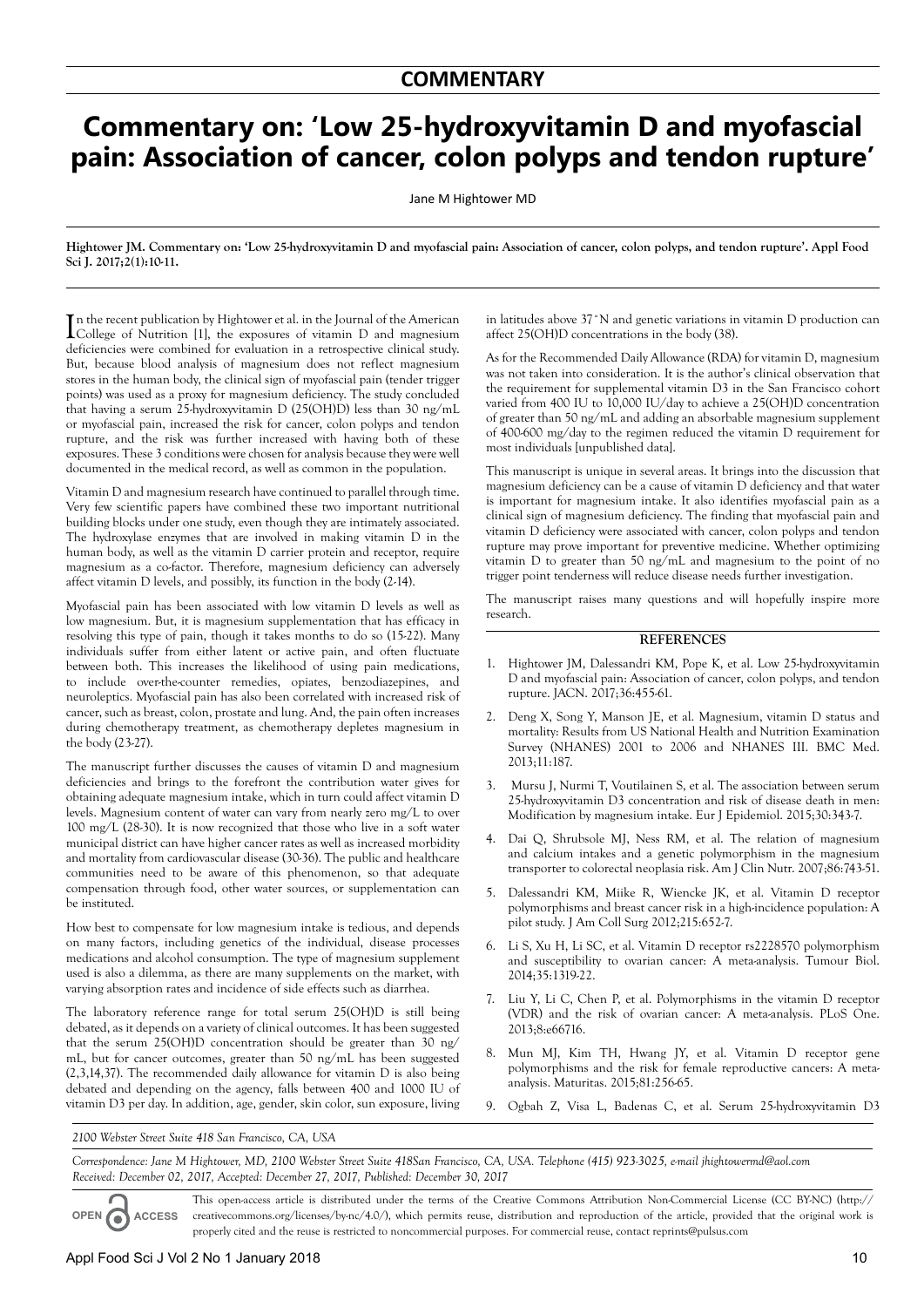## COMMENTARY

# Commentary on: 'Low 25-hydroxyvitamin D and myofascial pain: Association of cancer, colon polyps and tendon rupture'

Jane M Hightower MD

**Hightower JM. Commentary on: 'Low 25-hydroxyvitamin D and myofascial pain: Association of cancer, colon polyps, and tendon rupture'. Appl Food Sci J. 2017;2(1):10-11.**

In the recent publication by Hightower et al. in the Journal of the American College of Nutrition [1], the exposures of vitamin D and magnesium deficiencies were combined for evaluation in a retrospective clinical study. But, because blood analysis of magnesium does not reflect magnesium stores in the human body, the clinical sign of myofascial pain (tender trigger points) was used as a proxy for magnesium deficiency. The study concluded that having a serum 25-hydroxyvitamin D (25(OH)D) less than 30 ng/mL or myofascial pain, increased the risk for cancer, colon polyps and tendon rupture, and the risk was further increased with having both of these exposures. These 3 conditions were chosen for analysis because they were well documented in the medical record, as well as common in the population.

Vitamin D and magnesium research have continued to parallel through time. Very few scientific papers have combined these two important nutritional building blocks under one study, even though they are intimately associated. The hydroxylase enzymes that are involved in making vitamin D in the human body, as well as the vitamin D carrier protein and receptor, require magnesium as a co-factor. Therefore, magnesium deficiency can adversely affect vitamin D levels, and possibly, its function in the body (2-14).

Myofascial pain has been associated with low vitamin D levels as well as low magnesium. But, it is magnesium supplementation that has efficacy in resolving this type of pain, though it takes months to do so (15-22). Many individuals suffer from either latent or active pain, and often fluctuate between both. This increases the likelihood of using pain medications, to include over-the-counter remedies, opiates, benzodiazepines, and neuroleptics. Myofascial pain has also been correlated with increased risk of cancer, such as breast, colon, prostate and lung. And, the pain often increases during chemotherapy treatment, as chemotherapy depletes magnesium in the body (23-27).

The manuscript further discusses the causes of vitamin D and magnesium deficiencies and brings to the forefront the contribution water gives for obtaining adequate magnesium intake, which in turn could affect vitamin D levels. Magnesium content of water can vary from nearly zero mg/L to over 100 mg/L (28-30). It is now recognized that those who live in a soft water municipal district can have higher cancer rates as well as increased morbidity and mortality from cardiovascular disease (30-36). The public and healthcare communities need to be aware of this phenomenon, so that adequate compensation through food, other water sources, or supplementation can be instituted.

How best to compensate for low magnesium intake is tedious, and depends on many factors, including genetics of the individual, disease processes medications and alcohol consumption. The type of magnesium supplement used is also a dilemma, as there are many supplements on the market, with varying absorption rates and incidence of side effects such as diarrhea.

The laboratory reference range for total serum 25(OH)D is still being debated, as it depends on a variety of clinical outcomes. It has been suggested that the serum 25(OH)D concentration should be greater than 30 ng/mL, but for cancer outcomes, greater than 50 ng/mL has been suggested (2,3,14,37). The recommended daily allowance for vitamin D is also being debated and depending on the agency, falls between 400 and 1000 IU of vitamin D3 per day. In addition, age, gender, skin color, sun exposure, living in latitudes above 37°N and genetic variations in vitamin D production can affect 25(OH)D concentrations in the body (38).

As for the Recommended Daily Allowance (RDA) for vitamin D, magnesium was not taken into consideration. It is the author's clinical observation that the requirement for supplemental vitamin D3 in the San Francisco cohort varied from 400 IU to 10,000 IU/day to achieve a 25(OH)D concentration of greater than 50 ng/mL and adding an absorbable magnesium supplement of 400-600 mg/day to the regimen reduced the vitamin D requirement for most individuals [unpublished data].

This manuscript is unique in several areas. It brings into the discussion that magnesium deficiency can be a cause of vitamin D deficiency and that water is important for magnesium intake. It also identifies myofascial pain as a clinical sign of magnesium deficiency. The finding that myofascial pain and vitamin D deficiency were associated with cancer, colon polyps and tendon rupture may prove important for preventive medicine. Whether optimizing vitamin D to greater than 50 ng/mL and magnesium to the point of no trigger point tenderness will reduce disease needs further investigation.

The manuscript raises many questions and will hopefully inspire more research.

## REFERENCES

1. Hightower JM, Dalessandri KM, Pope K, et al. Low 25-hydroxyvitamin D and myofascial pain: Association of cancer, colon polyps, and tendon rupture. JACN. 2017;36:455-61.
2. Deng X, Song Y, Manson JE, et al. Magnesium, vitamin D status and mortality: Results from US National Health and Nutrition Examination Survey (NHANES) 2001 to 2006 and NHANES III. BMC Med. 2013;11:187.
3. Mursu J, Nurmi T, Voutilainen S, et al. The association between serum 25-hydroxyvitamin D3 concentration and risk of disease death in men: Modification by magnesium intake. Eur J Epidemiol. 2015;30:343-7.
4. Dai Q, Shrubsole MJ, Ness RM, et al. The relation of magnesium and calcium intakes and a genetic polymorphism in the magnesium transporter to colorectal neoplasia risk. Am J Clin Nutr. 2007;86:743-51.
5. Dalessandri KM, Miike R, Wiencke JK, et al. Vitamin D receptor polymorphisms and breast cancer risk in a high-incidence population: A pilot study. J Am Coll Surg 2012;215:652-7.
6. Li S, Xu H, Li SC, et al. Vitamin D receptor rs2228570 polymorphism and susceptibility to ovarian cancer: A meta-analysis. Tumour Biol. 2014;35:1319-22.
7. Liu Y, Li C, Chen P, et al. Polymorphisms in the vitamin D receptor (VDR) and the risk of ovarian cancer: A meta-analysis. PLoS One. 2013;8:e66716.
8. Mun MJ, Kim TH, Hwang JY, et al. Vitamin D receptor gene polymorphisms and the risk for female reproductive cancers: A meta-analysis. Maturitas. 2015;81:256-65.
9. Ogbah Z, Visa L, Badenas C, et al. Serum 25-hydroxyvitamin D3

*2100 Webster Street Suite 418 San Francisco, CA, USA*

*Correspondence: Jane M Hightower, MD, 2100 Webster Street Suite 418San Francisco, CA, USA. Telephone (415) 923-3025, e-mail jhightowermd@aol.com*
*Received: December 02, 2017, Accepted: December 27, 2017, Published: December 30, 2017*

OPEN ACCESS

This open-access article is distributed under the terms of the Creative Commons Attribution Non-Commercial License (CC BY-NC) (http://creativecommons.org/licenses/by-nc/4.0/), which permits reuse, distribution and reproduction of the article, provided that the original work is properly cited and the reuse is restricted to noncommercial purposes. For commercial reuse, contact reprints@pulsus.com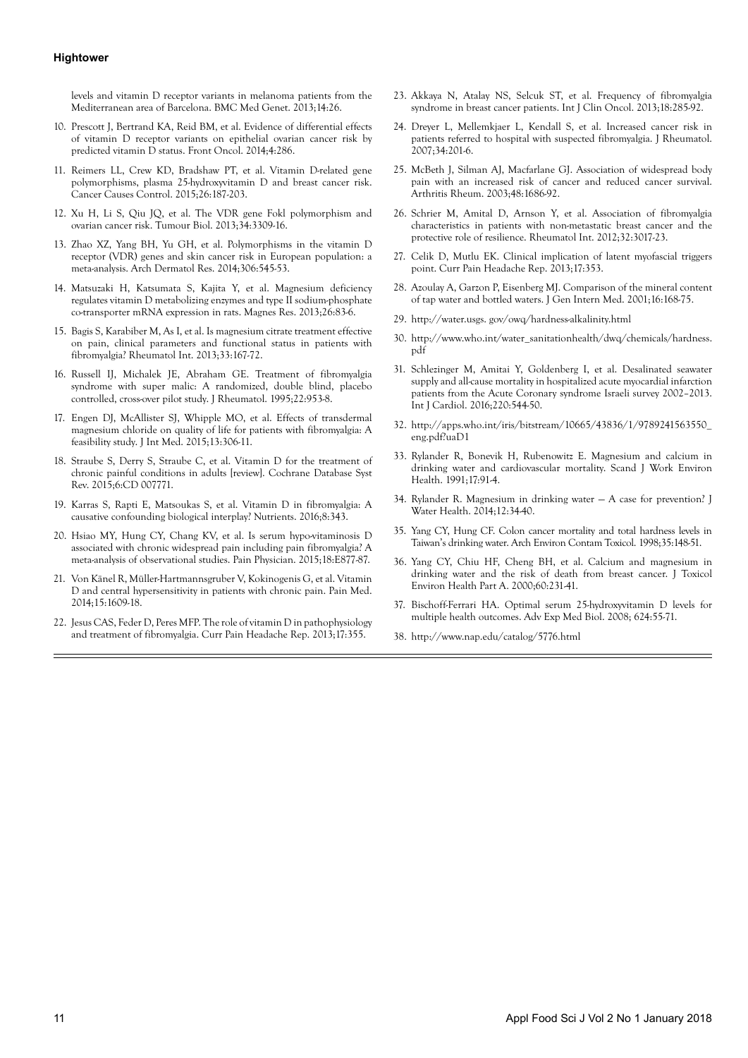levels and vitamin D receptor variants in melanoma patients from the Mediterranean area of Barcelona. BMC Med Genet. 2013;14:26.

10. Prescott J, Bertrand KA, Reid BM, et al. Evidence of differential effects of vitamin D receptor variants on epithelial ovarian cancer risk by predicted vitamin D status. Front Oncol. 2014;4:286.
11. Reimers LL, Crew KD, Bradshaw PT, et al. Vitamin D-related gene polymorphisms, plasma 25-hydroxyvitamin D and breast cancer risk. Cancer Causes Control. 2015;26:187-203.
12. Xu H, Li S, Qiu JQ, et al. The VDR gene FokI polymorphism and ovarian cancer risk. Tumour Biol. 2013;34:3309-16.
13. Zhao XZ, Yang BH, Yu GH, et al. Polymorphisms in the vitamin D receptor (VDR) genes and skin cancer risk in European population: a meta-analysis. Arch Dermatol Res. 2014;306:545-53.
14. Matsuzaki H, Katsumata S, Kajita Y, et al. Magnesium deficiency regulates vitamin D metabolizing enzymes and type II sodium-phosphate co-transporter mRNA expression in rats. Magnes Res. 2013;26:83-6.
15. Bagis S, Karabiber M, As I, et al. Is magnesium citrate treatment effective on pain, clinical parameters and functional status in patients with fibromyalgia? Rheumatol Int. 2013;33:167-72.
16. Russell IJ, Michalek JE, Abraham GE. Treatment of fibromyalgia syndrome with super malic: A randomized, double blind, placebo controlled, cross-over pilot study. J Rheumatol. 1995;22:953-8.
17. Engen DJ, McAllister SJ, Whipple MO, et al. Effects of transdermal magnesium chloride on quality of life for patients with fibromyalgia: A feasibility study. J Int Med. 2015;13:306-11.
18. Straube S, Derry S, Straube C, et al. Vitamin D for the treatment of chronic painful conditions in adults [review]. Cochrane Database Syst Rev. 2015;6:CD 007771.
19. Karras S, Rapti E, Matsoukas S, et al. Vitamin D in fibromyalgia: A causative confounding biological interplay? Nutrients. 2016;8:343.
20. Hsiao MY, Hung CY, Chang KV, et al. Is serum hypo-vitaminosis D associated with chronic widespread pain including pain fibromyalgia? A meta-analysis of observational studies. Pain Physician. 2015;18:E877-87.
21. Von Känel R, Müller-Hartmannsgruber V, Kokinogenis G, et al. Vitamin D and central hypersensitivity in patients with chronic pain. Pain Med. 2014;15:1609-18.
22. Jesus CAS, Feder D, Peres MFP. The role of vitamin D in pathophysiology and treatment of fibromyalgia. Curr Pain Headache Rep. 2013;17:355.
23. Akkaya N, Atalay NS, Selcuk ST, et al. Frequency of fibromyalgia syndrome in breast cancer patients. Int J Clin Oncol. 2013;18:285-92.
24. Dreyer L, Mellemkjaer L, Kendall S, et al. Increased cancer risk in patients referred to hospital with suspected fibromyalgia. J Rheumatol. 2007;34:201-6.
25. McBeth J, Silman AJ, Macfarlane GJ. Association of widespread body pain with an increased risk of cancer and reduced cancer survival. Arthritis Rheum. 2003;48:1686-92.
26. Schrier M, Amital D, Arnson Y, et al. Association of fibromyalgia characteristics in patients with non-metastatic breast cancer and the protective role of resilience. Rheumatol Int. 2012;32:3017-23.
27. Celik D, Mutlu EK. Clinical implication of latent myofascial triggers point. Curr Pain Headache Rep. 2013;17:353.
28. Azoulay A, Garzon P, Eisenberg MJ. Comparison of the mineral content of tap water and bottled waters. J Gen Intern Med. 2001;16:168-75.
29. http://water.usgs. gov/owq/hardness-alkalinity.html
30. http://www.who.int/water_sanitationhealth/dwq/chemicals/hardness.pdf
31. Schlezinger M, Amitai Y, Goldenberg I, et al. Desalinated seawater supply and all-cause mortality in hospitalized acute myocardial infarction patients from the Acute Coronary syndrome Israeli survey 2002–2013. Int J Cardiol. 2016;220:544-50.
32. http://apps.who.int/iris/bitstream/10665/43836/1/9789241563550_eng.pdf?uaD1
33. Rylander R, Bonevik H, Rubenowitz E. Magnesium and calcium in drinking water and cardiovascular mortality. Scand J Work Environ Health. 1991;17:91-4.
34. Rylander R. Magnesium in drinking water – A case for prevention? J Water Health. 2014;12:34-40.
35. Yang CY, Hung CF. Colon cancer mortality and total hardness levels in Taiwan's drinking water. Arch Environ Contam Toxicol. 1998;35:148-51.
36. Yang CY, Chiu HF, Cheng BH, et al. Calcium and magnesium in drinking water and the risk of death from breast cancer. J Toxicol Environ Health Part A. 2000;60:231-41.
37. Bischoff-Ferrari HA. Optimal serum 25-hydroxyvitamin D levels for multiple health outcomes. Adv Exp Med Biol. 2008; 624:55-71.
38. http://www.nap.edu/catalog/5776.html